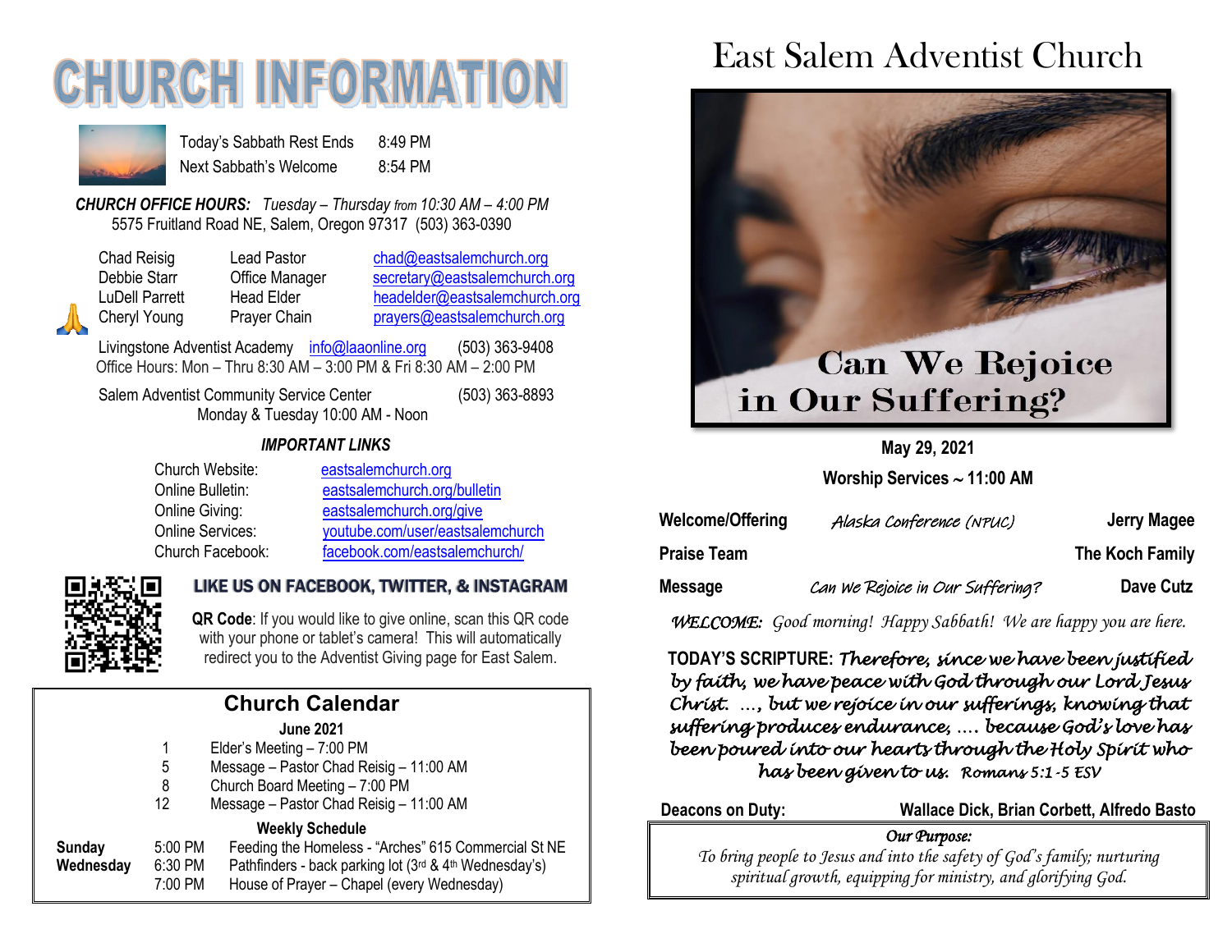# CHURCH INFORMATION

| | |
|---|---|
| Today's Sabbath Rest Ends | 8:49 PM |
| Next Sabbath's Welcome | 8:54 PM |

***CHURCH OFFICE HOURS:*** *Tuesday – Thursday from 10:30 AM – 4:00 PM*
5575 Fruitland Road NE, Salem, Oregon 97317 (503) 363-0390

| | | |
|---|---|---|
| Chad Reisig | Lead Pastor | chad@eastsalemchurch.org |
| Debbie Starr | Office Manager | secretary@eastsalemchurch.org |
| LuDell Parrett | Head Elder | headelder@eastsalemchurch.org |
| Cheryl Young | Prayer Chain | prayers@eastsalemchurch.org |

Livingstone Adventist Academy info@laaonline.org (503) 363-9408
Office Hours: Mon – Thru 8:30 AM – 3:00 PM & Fri 8:30 AM – 2:00 PM

Salem Adventist Community Service Center (503) 363-8893
Monday & Tuesday 10:00 AM - Noon

***IMPORTANT LINKS***

| | |
|---|---|
| Church Website: | eastsalemchurch.org |
| Online Bulletin: | eastsalemchurch.org/bulletin |
| Online Giving: | eastsalemchurch.org/give |
| Online Services: | youtube.com/user/eastsalemchurch |
| Church Facebook: | facebook.com/eastsalemchurch/ |

**LIKE US ON FACEBOOK, TWITTER, & INSTAGRAM**

**QR Code**: If you would like to give online, scan this QR code with your phone or tablet's camera! This will automatically redirect you to the Adventist Giving page for East Salem.

## Church Calendar

**June 2021**

| | |
|---|---|
| 1 | Elder's Meeting – 7:00 PM |
| 5 | Message – Pastor Chad Reisig – 11:00 AM |
| 8 | Church Board Meeting – 7:00 PM |
| 12 | Message – Pastor Chad Reisig – 11:00 AM |

**Weekly Schedule**

| | | |
|---|---|---|
| **Sunday** | 5:00 PM | Feeding the Homeless - "Arches" 615 Commercial St NE |
| **Wednesday** | 6:30 PM | Pathfinders - back parking lot (3rd & 4th Wednesday's) |
| | 7:00 PM | House of Prayer – Chapel (every Wednesday) |

# East Salem Adventist Church

**Can We Rejoice in Our Suffering?**

**May 29, 2021**

**Worship Services ~ 11:00 AM**

| | | |
|---|---|---|
| **Welcome/Offering** | *Alaska Conference (NPUC)* | **Jerry Magee** |
| **Praise Team** | | **The Koch Family** |
| **Message** | *Can We Rejoice in Our Suffering?* | **Dave Cutz** |

*WELCOME: Good morning! Happy Sabbath! We are happy you are here.*

**TODAY'S SCRIPTURE:** ***Therefore, since we have been justified by faith, we have peace with God through our Lord Jesus Christ. …, but we rejoice in our sufferings, knowing that suffering produces endurance, …. because God's love has been poured into our hearts through the Holy Spirit who has been given to us. Romans 5:1-5 ESV***

**Deacons on Duty:** **Wallace Dick, Brian Corbett, Alfredo Basto**

*Our Purpose:*
*To bring people to Jesus and into the safety of God's family; nurturing spiritual growth, equipping for ministry, and glorifying God.*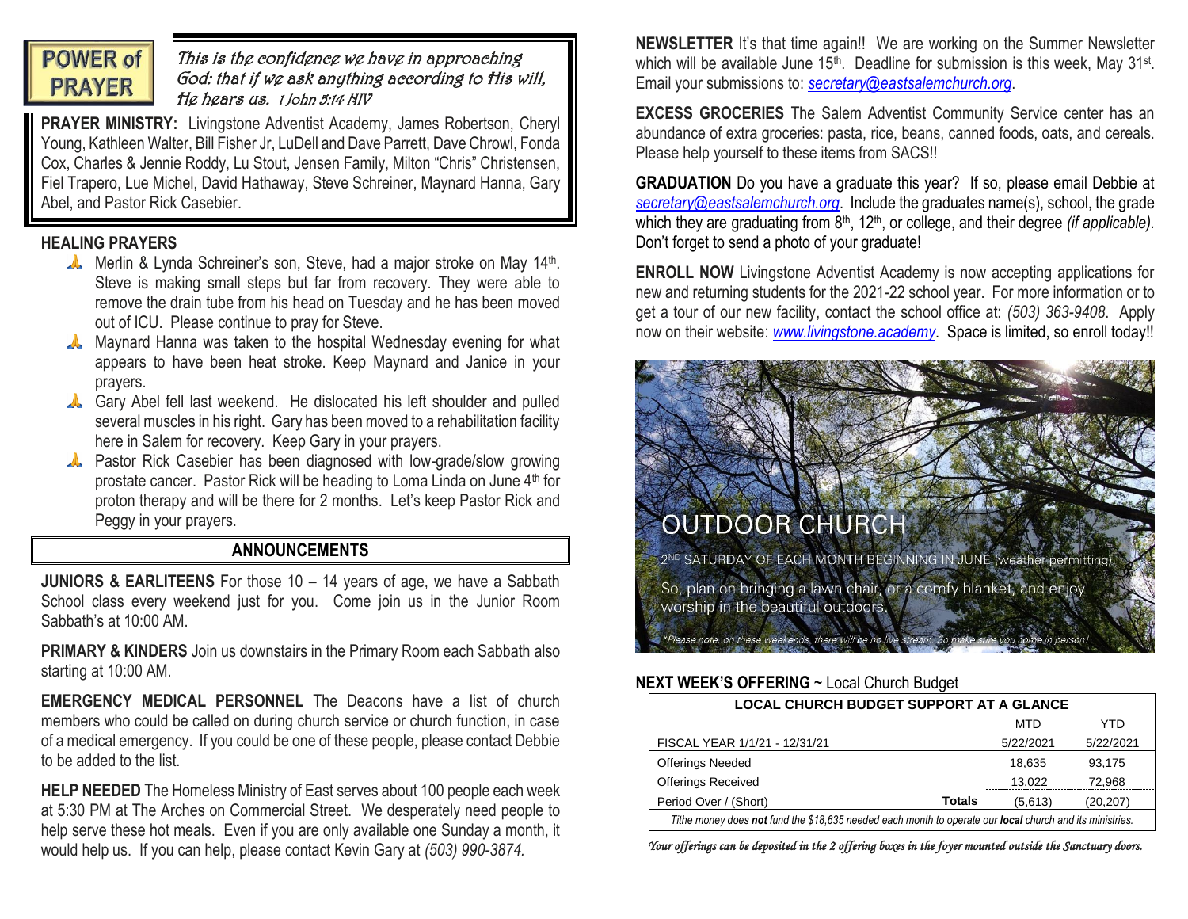**POWER of PRAYER**

*This is the confidence we have in approaching God: that if we ask anything according to His will, He hears us. 1 John 5:14 NIV*

**PRAYER MINISTRY:** Livingstone Adventist Academy, James Robertson, Cheryl Young, Kathleen Walter, Bill Fisher Jr, LuDell and Dave Parrett, Dave Chrowl, Fonda Cox, Charles & Jennie Roddy, Lu Stout, Jensen Family, Milton "Chris" Christensen, Fiel Trapero, Lue Michel, David Hathaway, Steve Schreiner, Maynard Hanna, Gary Abel, and Pastor Rick Casebier.

## HEALING PRAYERS

- Merlin & Lynda Schreiner's son, Steve, had a major stroke on May 14th. Steve is making small steps but far from recovery. They were able to remove the drain tube from his head on Tuesday and he has been moved out of ICU. Please continue to pray for Steve.
- Maynard Hanna was taken to the hospital Wednesday evening for what appears to have been heat stroke. Keep Maynard and Janice in your prayers.
- Gary Abel fell last weekend. He dislocated his left shoulder and pulled several muscles in his right. Gary has been moved to a rehabilitation facility here in Salem for recovery. Keep Gary in your prayers.
- Pastor Rick Casebier has been diagnosed with low-grade/slow growing prostate cancer. Pastor Rick will be heading to Loma Linda on June 4th for proton therapy and will be there for 2 months. Let's keep Pastor Rick and Peggy in your prayers.

## ANNOUNCEMENTS

**JUNIORS & EARLITEENS** For those 10 – 14 years of age, we have a Sabbath School class every weekend just for you. Come join us in the Junior Room Sabbath's at 10:00 AM.

**PRIMARY & KINDERS** Join us downstairs in the Primary Room each Sabbath also starting at 10:00 AM.

**EMERGENCY MEDICAL PERSONNEL** The Deacons have a list of church members who could be called on during church service or church function, in case of a medical emergency. If you could be one of these people, please contact Debbie to be added to the list.

**HELP NEEDED** The Homeless Ministry of East serves about 100 people each week at 5:30 PM at The Arches on Commercial Street. We desperately need people to help serve these hot meals. Even if you are only available one Sunday a month, it would help us. If you can help, please contact Kevin Gary at *(503) 990-3874.*

**NEWSLETTER** It's that time again!! We are working on the Summer Newsletter which will be available June 15th. Deadline for submission is this week, May 31st. Email your submissions to: *secretary@eastsalemchurch.org*.

**EXCESS GROCERIES** The Salem Adventist Community Service center has an abundance of extra groceries: pasta, rice, beans, canned foods, oats, and cereals. Please help yourself to these items from SACS!!

**GRADUATION** Do you have a graduate this year? If so, please email Debbie at secretary@eastsalemchurch.org. Include the graduates name(s), school, the grade which they are graduating from 8th, 12th, or college, and their degree *(if applicable)*. Don't forget to send a photo of your graduate!

**ENROLL NOW** Livingstone Adventist Academy is now accepting applications for new and returning students for the 2021-22 school year. For more information or to get a tour of our new facility, contact the school office at: *(503) 363-9408.* Apply now on their website: *www.livingstone.academy*. Space is limited, so enroll today!!

**OUTDOOR CHURCH**

2ND SATURDAY OF EACH MONTH BEGINNING IN JUNE (weather permitting).

So, plan on bringing a lawn chair, or a comfy blanket, and enjoy worship in the beautiful outdoors.

*\*Please note, on these weekends, there will be no live stream. So make sure you come in person!*

**NEXT WEEK'S OFFERING** ~ Local Church Budget

| LOCAL CHURCH BUDGET SUPPORT AT A GLANCE | | | |
|---|---|---|---|
| | | MTD | YTD |
| FISCAL YEAR 1/1/21 - 12/31/21 | | 5/22/2021 | 5/22/2021 |
| Offerings Needed | | 18,635 | 93,175 |
| Offerings Received | | 13,022 | 72,968 |
| Period Over / (Short) | **Totals** | (5,613) | (20,207) |

*Tithe money does **not** fund the $18,635 needed each month to operate our **local** church and its ministries.*

*Your offerings can be deposited in the 2 offering boxes in the foyer mounted outside the Sanctuary doors.*